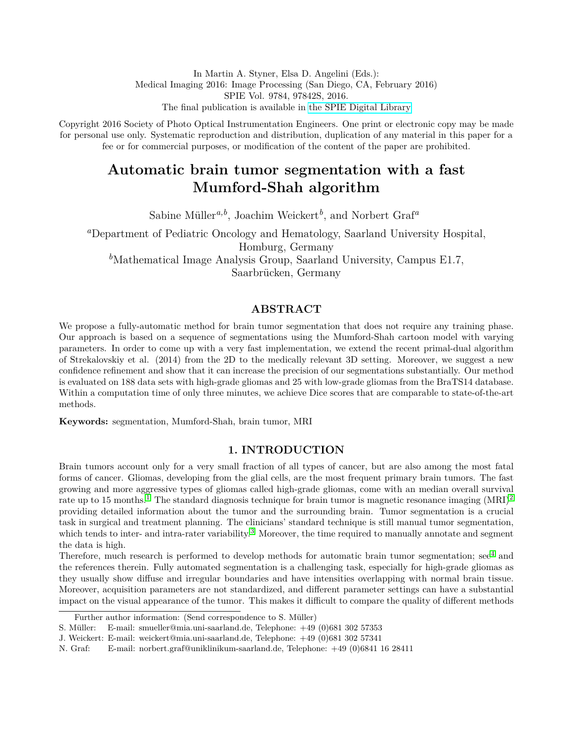In Martin A. Styner, Elsa D. Angelini (Eds.):
Medical Imaging 2016: Image Processing (San Diego, CA, February 2016)
SPIE Vol. 9784, 97842S, 2016.
The final publication is available in the SPIE Digital Library

Copyright 2016 Society of Photo Optical Instrumentation Engineers. One print or electronic copy may be made for personal use only. Systematic reproduction and distribution, duplication of any material in this paper for a fee or for commercial purposes, or modification of the content of the paper are prohibited.

# Automatic brain tumor segmentation with a fast Mumford-Shah algorithm

Sabine Müller[a,b], Joachim Weickert[b], and Norbert Graf[a]

[a]Department of Pediatric Oncology and Hematology, Saarland University Hospital, Homburg, Germany

[b]Mathematical Image Analysis Group, Saarland University, Campus E1.7, Saarbrücken, Germany

## ABSTRACT

We propose a fully-automatic method for brain tumor segmentation that does not require any training phase. Our approach is based on a sequence of segmentations using the Mumford-Shah cartoon model with varying parameters. In order to come up with a very fast implementation, we extend the recent primal-dual algorithm of Strekalovskiy et al. (2014) from the 2D to the medically relevant 3D setting. Moreover, we suggest a new confidence refinement and show that it can increase the precision of our segmentations substantially. Our method is evaluated on 188 data sets with high-grade gliomas and 25 with low-grade gliomas from the BraTS14 database. Within a computation time of only three minutes, we achieve Dice scores that are comparable to state-of-the-art methods.

**Keywords:** segmentation, Mumford-Shah, brain tumor, MRI

## 1. INTRODUCTION

Brain tumors account only for a very small fraction of all types of cancer, but are also among the most fatal forms of cancer. Gliomas, developing from the glial cells, are the most frequent primary brain tumors. The fast growing and more aggressive types of gliomas called high-grade gliomas, come with an median overall survival rate up to 15 months.[1] The standard diagnosis technique for brain tumor is magnetic resonance imaging (MRI)[2] providing detailed information about the tumor and the surrounding brain. Tumor segmentation is a crucial task in surgical and treatment planning. The clinicians' standard technique is still manual tumor segmentation, which tends to inter- and intra-rater variability.[3] Moreover, the time required to manually annotate and segment the data is high.

Therefore, much research is performed to develop methods for automatic brain tumor segmentation; see[4] and the references therein. Fully automated segmentation is a challenging task, especially for high-grade gliomas as they usually show diffuse and irregular boundaries and have intensities overlapping with normal brain tissue. Moreover, acquisition parameters are not standardized, and different parameter settings can have a substantial impact on the visual appearance of the tumor. This makes it difficult to compare the quality of different methods

Further author information: (Send correspondence to S. Müller)
S. Müller: E-mail: smueller@mia.uni-saarland.de, Telephone: +49 (0)681 302 57353
J. Weickert: E-mail: weickert@mia.uni-saarland.de, Telephone: +49 (0)681 302 57341
N. Graf: E-mail: norbert.graf@uniklinikum-saarland.de, Telephone: +49 (0)6841 16 28411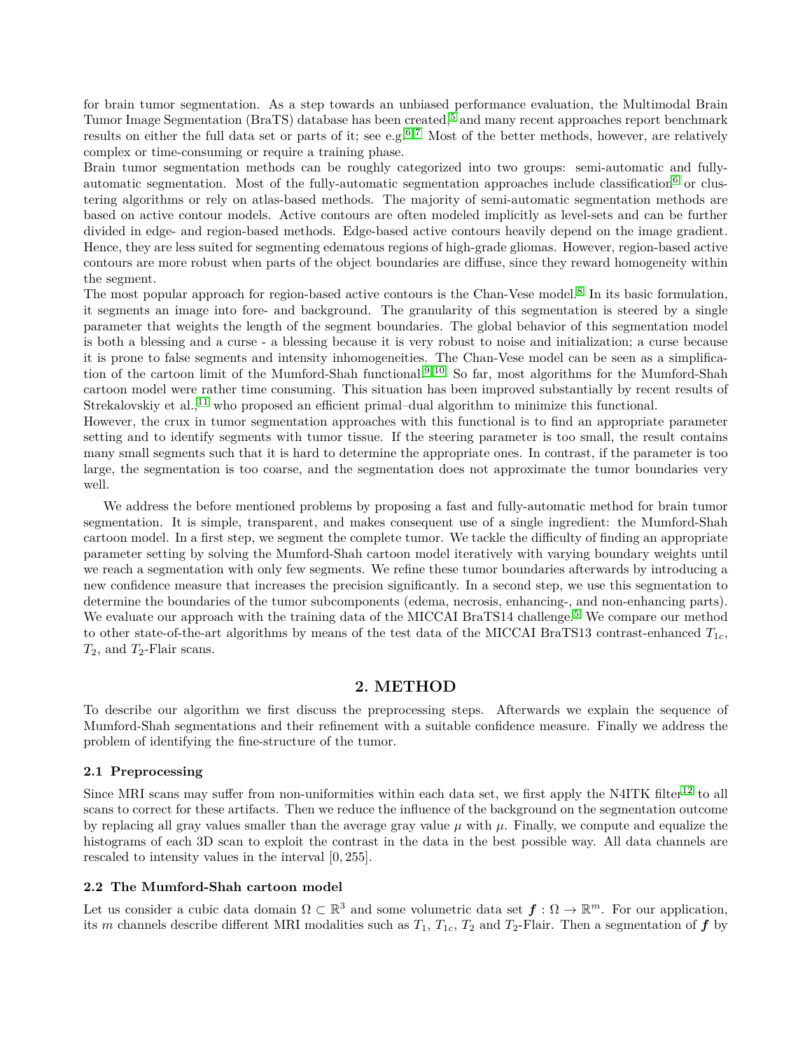for brain tumor segmentation. As a step towards an unbiased performance evaluation, the Multimodal Brain Tumor Image Segmentation (BraTS) database has been created,[5] and many recent approaches report benchmark results on either the full data set or parts of it; see e.g.[6,7] Most of the better methods, however, are relatively complex or time-consuming or require a training phase.

Brain tumor segmentation methods can be roughly categorized into two groups: semi-automatic and fully-automatic segmentation. Most of the fully-automatic segmentation approaches include classification[6] or clustering algorithms or rely on atlas-based methods. The majority of semi-automatic segmentation methods are based on active contour models. Active contours are often modeled implicitly as level-sets and can be further divided in edge- and region-based methods. Edge-based active contours heavily depend on the image gradient. Hence, they are less suited for segmenting edematous regions of high-grade gliomas. However, region-based active contours are more robust when parts of the object boundaries are diffuse, since they reward homogeneity within the segment.

The most popular approach for region-based active contours is the Chan-Vese model.[8] In its basic formulation, it segments an image into fore- and background. The granularity of this segmentation is steered by a single parameter that weights the length of the segment boundaries. The global behavior of this segmentation model is both a blessing and a curse - a blessing because it is very robust to noise and initialization; a curse because it is prone to false segments and intensity inhomogeneities. The Chan-Vese model can be seen as a simplification of the cartoon limit of the Mumford-Shah functional.[9,10] So far, most algorithms for the Mumford-Shah cartoon model were rather time consuming. This situation has been improved substantially by recent results of Strekalovskiy et al.,[11] who proposed an efficient primal–dual algorithm to minimize this functional.

However, the crux in tumor segmentation approaches with this functional is to find an appropriate parameter setting and to identify segments with tumor tissue. If the steering parameter is too small, the result contains many small segments such that it is hard to determine the appropriate ones. In contrast, if the parameter is too large, the segmentation is too coarse, and the segmentation does not approximate the tumor boundaries very well.

We address the before mentioned problems by proposing a fast and fully-automatic method for brain tumor segmentation. It is simple, transparent, and makes consequent use of a single ingredient: the Mumford-Shah cartoon model. In a first step, we segment the complete tumor. We tackle the difficulty of finding an appropriate parameter setting by solving the Mumford-Shah cartoon model iteratively with varying boundary weights until we reach a segmentation with only few segments. We refine these tumor boundaries afterwards by introducing a new confidence measure that increases the precision significantly. In a second step, we use this segmentation to determine the boundaries of the tumor subcomponents (edema, necrosis, enhancing-, and non-enhancing parts). We evaluate our approach with the training data of the MICCAI BraTS14 challenge.[5] We compare our method to other state-of-the-art algorithms by means of the test data of the MICCAI BraTS13 contrast-enhanced $T_{1c}$, $T_2$, and $T_2$-Flair scans.

## 2. METHOD

To describe our algorithm we first discuss the preprocessing steps. Afterwards we explain the sequence of Mumford-Shah segmentations and their refinement with a suitable confidence measure. Finally we address the problem of identifying the fine-structure of the tumor.

### 2.1 Preprocessing

Since MRI scans may suffer from non-uniformities within each data set, we first apply the N4ITK filter[12] to all scans to correct for these artifacts. Then we reduce the influence of the background on the segmentation outcome by replacing all gray values smaller than the average gray value $\mu$ with $\mu$. Finally, we compute and equalize the histograms of each 3D scan to exploit the contrast in the data in the best possible way. All data channels are rescaled to intensity values in the interval $[0, 255]$.

### 2.2 The Mumford-Shah cartoon model

Let us consider a cubic data domain $\Omega \subset \mathbb{R}^3$ and some volumetric data set $\boldsymbol{f} : \Omega \to \mathbb{R}^m$. For our application, its $m$ channels describe different MRI modalities such as $T_1$, $T_{1c}$, $T_2$ and $T_2$-Flair. Then a segmentation of $\boldsymbol{f}$ by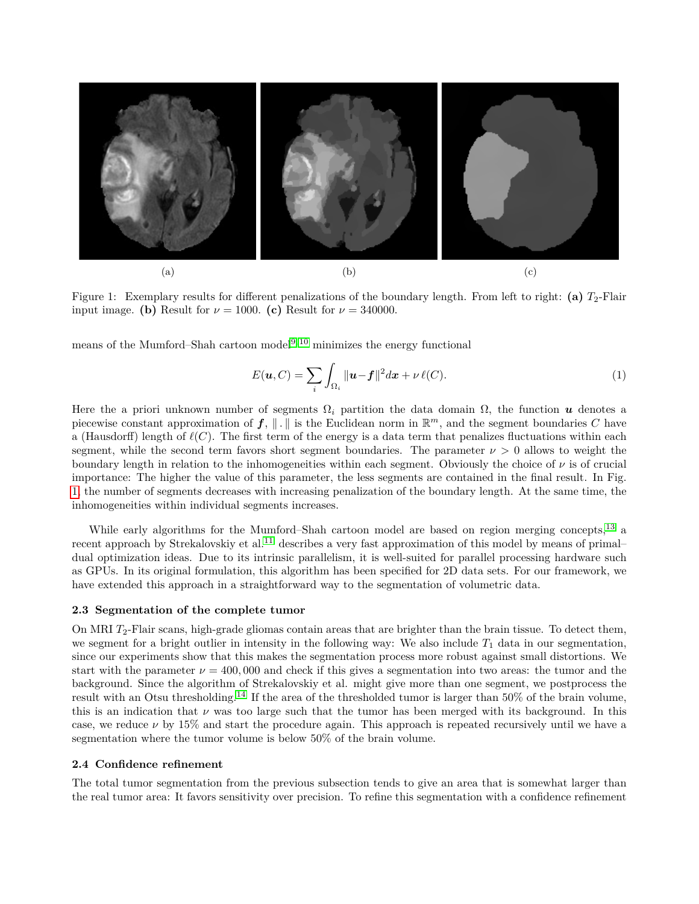(a) (b) (c)

Figure 1: Exemplary results for different penalizations of the boundary length. From left to right: **(a)** $T_2$-Flair input image. **(b)** Result for $\nu = 1000$. **(c)** Result for $\nu = 340000$.

means of the Mumford–Shah cartoon model[9,10] minimizes the energy functional

$$E(\boldsymbol{u}, C) = \sum_i \int_{\Omega_i} \|\boldsymbol{u} - \boldsymbol{f}\|^2 d\boldsymbol{x} + \nu\, \ell(C). \tag{1}$$

Here the a priori unknown number of segments $\Omega_i$ partition the data domain $\Omega$, the function $\boldsymbol{u}$ denotes a piecewise constant approximation of $\boldsymbol{f}$, $\|\,.\,\|$ is the Euclidean norm in $\mathbb{R}^m$, and the segment boundaries $C$ have a (Hausdorff) length of $\ell(C)$. The first term of the energy is a data term that penalizes fluctuations within each segment, while the second term favors short segment boundaries. The parameter $\nu > 0$ allows to weight the boundary length in relation to the inhomogeneities within each segment. Obviously the choice of $\nu$ is of crucial importance: The higher the value of this parameter, the less segments are contained in the final result. In Fig. 1, the number of segments decreases with increasing penalization of the boundary length. At the same time, the inhomogeneities within individual segments increases.

While early algorithms for the Mumford–Shah cartoon model are based on region merging concepts,[13] a recent approach by Strekalovskiy et al.[11] describes a very fast approximation of this model by means of primal–dual optimization ideas. Due to its intrinsic parallelism, it is well-suited for parallel processing hardware such as GPUs. In its original formulation, this algorithm has been specified for 2D data sets. For our framework, we have extended this approach in a straightforward way to the segmentation of volumetric data.

### 2.3 Segmentation of the complete tumor

On MRI $T_2$-Flair scans, high-grade gliomas contain areas that are brighter than the brain tissue. To detect them, we segment for a bright outlier in intensity in the following way: We also include $T_1$ data in our segmentation, since our experiments show that this makes the segmentation process more robust against small distortions. We start with the parameter $\nu = 400,000$ and check if this gives a segmentation into two areas: the tumor and the background. Since the algorithm of Strekalovskiy et al. might give more than one segment, we postprocess the result with an Otsu thresholding.[14] If the area of the thresholded tumor is larger than 50% of the brain volume, this is an indication that $\nu$ was too large such that the tumor has been merged with its background. In this case, we reduce $\nu$ by 15% and start the procedure again. This approach is repeated recursively until we have a segmentation where the tumor volume is below 50% of the brain volume.

### 2.4 Confidence refinement

The total tumor segmentation from the previous subsection tends to give an area that is somewhat larger than the real tumor area: It favors sensitivity over precision. To refine this segmentation with a confidence refinement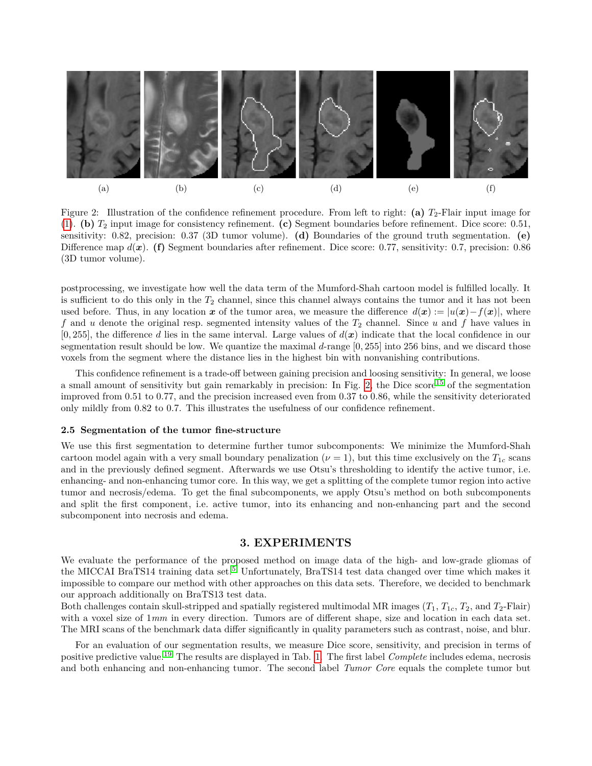(a) (b) (c) (d) (e) (f)

Figure 2: Illustration of the confidence refinement procedure. From left to right: **(a)** $T_2$-Flair input image for (1). **(b)** $T_2$ input image for consistency refinement. **(c)** Segment boundaries before refinement. Dice score: 0.51, sensitivity: 0.82, precision: 0.37 (3D tumor volume). **(d)** Boundaries of the ground truth segmentation. **(e)** Difference map $d(\boldsymbol{x})$. **(f)** Segment boundaries after refinement. Dice score: 0.77, sensitivity: 0.7, precision: 0.86 (3D tumor volume).

postprocessing, we investigate how well the data term of the Mumford-Shah cartoon model is fulfilled locally. It is sufficient to do this only in the $T_2$ channel, since this channel always contains the tumor and it has not been used before. Thus, in any location $\boldsymbol{x}$ of the tumor area, we measure the difference $d(\boldsymbol{x}) := |u(\boldsymbol{x}) - f(\boldsymbol{x})|$, where $f$ and $u$ denote the original resp. segmented intensity values of the $T_2$ channel. Since $u$ and $f$ have values in $[0, 255]$, the difference $d$ lies in the same interval. Large values of $d(\boldsymbol{x})$ indicate that the local confidence in our segmentation result should be low. We quantize the maximal $d$-range $[0, 255]$ into 256 bins, and we discard those voxels from the segment where the distance lies in the highest bin with nonvanishing contributions.

This confidence refinement is a trade-off between gaining precision and loosing sensitivity: In general, we loose a small amount of sensitivity but gain remarkably in precision: In Fig. 2, the Dice score[15] of the segmentation improved from 0.51 to 0.77, and the precision increased even from 0.37 to 0.86, while the sensitivity deteriorated only mildly from 0.82 to 0.7. This illustrates the usefulness of our confidence refinement.

### 2.5 Segmentation of the tumor fine-structure

We use this first segmentation to determine further tumor subcomponents: We minimize the Mumford-Shah cartoon model again with a very small boundary penalization ($\nu = 1$), but this time exclusively on the $T_{1c}$ scans and in the previously defined segment. Afterwards we use Otsu's thresholding to identify the active tumor, i.e. enhancing- and non-enhancing tumor core. In this way, we get a splitting of the complete tumor region into active tumor and necrosis/edema. To get the final subcomponents, we apply Otsu's method on both subcomponents and split the first component, i.e. active tumor, into its enhancing and non-enhancing part and the second subcomponent into necrosis and edema.

## 3. EXPERIMENTS

We evaluate the performance of the proposed method on image data of the high- and low-grade gliomas of the MICCAI BraTS14 training data set.[5] Unfortunately, BraTS14 test data changed over time which makes it impossible to compare our method with other approaches on this data sets. Therefore, we decided to benchmark our approach additionally on BraTS13 test data.
Both challenges contain skull-stripped and spatially registered multimodal MR images ($T_1$, $T_{1c}$, $T_2$, and $T_2$-Flair) with a voxel size of $1mm$ in every direction. Tumors are of different shape, size and location in each data set. The MRI scans of the benchmark data differ significantly in quality parameters such as contrast, noise, and blur.

For an evaluation of our segmentation results, we measure Dice score, sensitivity, and precision in terms of positive predictive value.[19] The results are displayed in Tab. 1. The first label *Complete* includes edema, necrosis and both enhancing and non-enhancing tumor. The second label *Tumor Core* equals the complete tumor but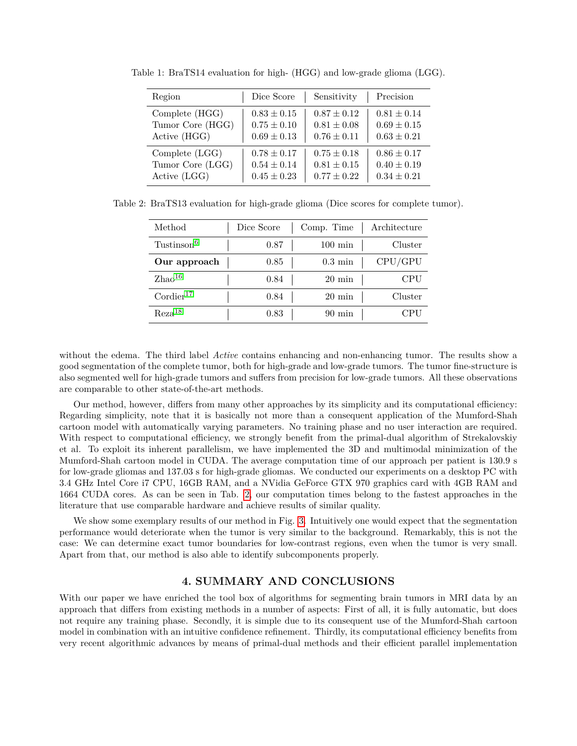Table 1: BraTS14 evaluation for high- (HGG) and low-grade glioma (LGG).

| Region | Dice Score | Sensitivity | Precision |
|---|---|---|---|
| Complete (HGG) | $0.83 \pm 0.15$ | $0.87 \pm 0.12$ | $0.81 \pm 0.14$ |
| Tumor Core (HGG) | $0.75 \pm 0.10$ | $0.81 \pm 0.08$ | $0.69 \pm 0.15$ |
| Active (HGG) | $0.69 \pm 0.13$ | $0.76 \pm 0.11$ | $0.63 \pm 0.21$ |
| Complete (LGG) | $0.78 \pm 0.17$ | $0.75 \pm 0.18$ | $0.86 \pm 0.17$ |
| Tumor Core (LGG) | $0.54 \pm 0.14$ | $0.81 \pm 0.15$ | $0.40 \pm 0.19$ |
| Active (LGG) | $0.45 \pm 0.23$ | $0.77 \pm 0.22$ | $0.34 \pm 0.21$ |

Table 2: BraTS13 evaluation for high-grade glioma (Dice scores for complete tumor).

| Method | Dice Score | Comp. Time | Architecture |
|---|---|---|---|
| Tustinson[6] | 0.87 | 100 min | Cluster |
| **Our approach** | 0.85 | 0.3 min | CPU/GPU |
| Zhao[16] | 0.84 | 20 min | CPU |
| Cordier[17] | 0.84 | 20 min | Cluster |
| Reza[18] | 0.83 | 90 min | CPU |

without the edema. The third label *Active* contains enhancing and non-enhancing tumor. The results show a good segmentation of the complete tumor, both for high-grade and low-grade tumors. The tumor fine-structure is also segmented well for high-grade tumors and suffers from precision for low-grade tumors. All these observations are comparable to other state-of-the-art methods.

Our method, however, differs from many other approaches by its simplicity and its computational efficiency: Regarding simplicity, note that it is basically not more than a consequent application of the Mumford-Shah cartoon model with automatically varying parameters. No training phase and no user interaction are required. With respect to computational efficiency, we strongly benefit from the primal-dual algorithm of Strekalovskiy et al. To exploit its inherent parallelism, we have implemented the 3D and multimodal minimization of the Mumford-Shah cartoon model in CUDA. The average computation time of our approach per patient is 130.9 s for low-grade gliomas and 137.03 s for high-grade gliomas. We conducted our experiments on a desktop PC with 3.4 GHz Intel Core i7 CPU, 16GB RAM, and a NVidia GeForce GTX 970 graphics card with 4GB RAM and 1664 CUDA cores. As can be seen in Tab. 2, our computation times belong to the fastest approaches in the literature that use comparable hardware and achieve results of similar quality.

We show some exemplary results of our method in Fig. 3. Intuitively one would expect that the segmentation performance would deteriorate when the tumor is very similar to the background. Remarkably, this is not the case: We can determine exact tumor boundaries for low-contrast regions, even when the tumor is very small. Apart from that, our method is also able to identify subcomponents properly.

## 4. SUMMARY AND CONCLUSIONS

With our paper we have enriched the tool box of algorithms for segmenting brain tumors in MRI data by an approach that differs from existing methods in a number of aspects: First of all, it is fully automatic, but does not require any training phase. Secondly, it is simple due to its consequent use of the Mumford-Shah cartoon model in combination with an intuitive confidence refinement. Thirdly, its computational efficiency benefits from very recent algorithmic advances by means of primal-dual methods and their efficient parallel implementation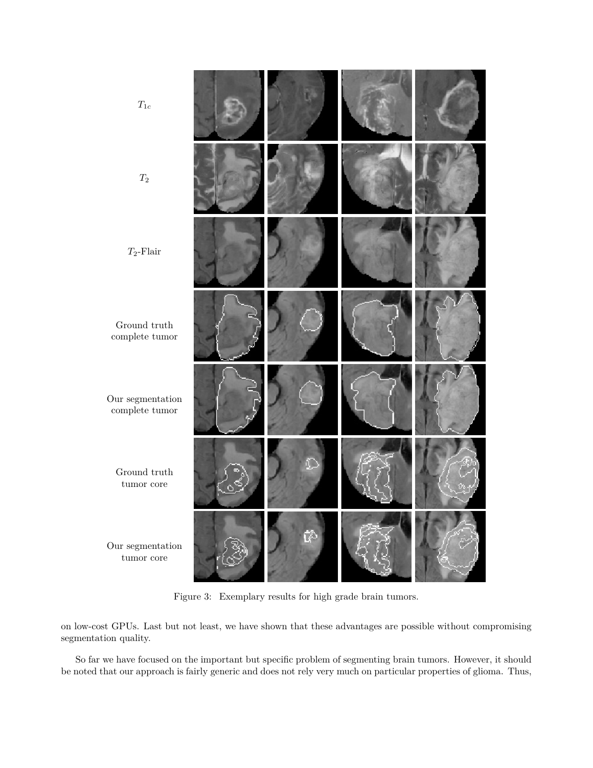$T_{1c}$

$T_2$

$T_2$-Flair

Ground truth complete tumor

Our segmentation complete tumor

Ground truth tumor core

Our segmentation tumor core

Figure 3: Exemplary results for high grade brain tumors.

on low-cost GPUs. Last but not least, we have shown that these advantages are possible without compromising segmentation quality.

So far we have focused on the important but specific problem of segmenting brain tumors. However, it should be noted that our approach is fairly generic and does not rely very much on particular properties of glioma. Thus,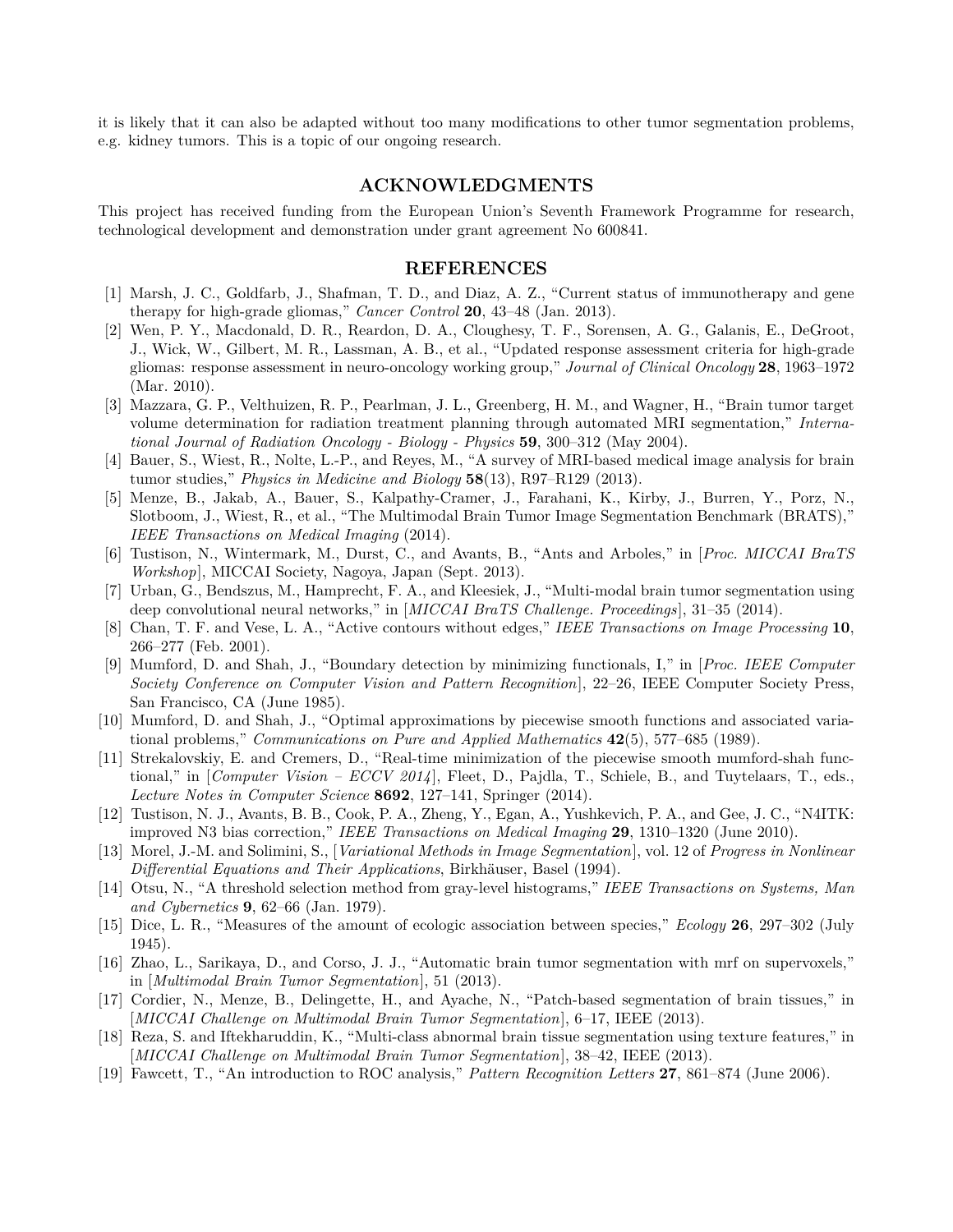it is likely that it can also be adapted without too many modifications to other tumor segmentation problems, e.g. kidney tumors. This is a topic of our ongoing research.

## ACKNOWLEDGMENTS

This project has received funding from the European Union's Seventh Framework Programme for research, technological development and demonstration under grant agreement No 600841.

## REFERENCES

[1] Marsh, J. C., Goldfarb, J., Shafman, T. D., and Diaz, A. Z., "Current status of immunotherapy and gene therapy for high-grade gliomas," *Cancer Control* **20**, 43–48 (Jan. 2013).

[2] Wen, P. Y., Macdonald, D. R., Reardon, D. A., Cloughesy, T. F., Sorensen, A. G., Galanis, E., DeGroot, J., Wick, W., Gilbert, M. R., Lassman, A. B., et al., "Updated response assessment criteria for high-grade gliomas: response assessment in neuro-oncology working group," *Journal of Clinical Oncology* **28**, 1963–1972 (Mar. 2010).

[3] Mazzara, G. P., Velthuizen, R. P., Pearlman, J. L., Greenberg, H. M., and Wagner, H., "Brain tumor target volume determination for radiation treatment planning through automated MRI segmentation," *International Journal of Radiation Oncology - Biology - Physics* **59**, 300–312 (May 2004).

[4] Bauer, S., Wiest, R., Nolte, L.-P., and Reyes, M., "A survey of MRI-based medical image analysis for brain tumor studies," *Physics in Medicine and Biology* **58**(13), R97–R129 (2013).

[5] Menze, B., Jakab, A., Bauer, S., Kalpathy-Cramer, J., Farahani, K., Kirby, J., Burren, Y., Porz, N., Slotboom, J., Wiest, R., et al., "The Multimodal Brain Tumor Image Segmentation Benchmark (BRATS)," *IEEE Transactions on Medical Imaging* (2014).

[6] Tustison, N., Wintermark, M., Durst, C., and Avants, B., "Ants and Arboles," in [*Proc. MICCAI BraTS Workshop*], MICCAI Society, Nagoya, Japan (Sept. 2013).

[7] Urban, G., Bendszus, M., Hamprecht, F. A., and Kleesiek, J., "Multi-modal brain tumor segmentation using deep convolutional neural networks," in [*MICCAI BraTS Challenge. Proceedings*], 31–35 (2014).

[8] Chan, T. F. and Vese, L. A., "Active contours without edges," *IEEE Transactions on Image Processing* **10**, 266–277 (Feb. 2001).

[9] Mumford, D. and Shah, J., "Boundary detection by minimizing functionals, I," in [*Proc. IEEE Computer Society Conference on Computer Vision and Pattern Recognition*], 22–26, IEEE Computer Society Press, San Francisco, CA (June 1985).

[10] Mumford, D. and Shah, J., "Optimal approximations by piecewise smooth functions and associated variational problems," *Communications on Pure and Applied Mathematics* **42**(5), 577–685 (1989).

[11] Strekalovskiy, E. and Cremers, D., "Real-time minimization of the piecewise smooth mumford-shah functional," in [*Computer Vision – ECCV 2014*], Fleet, D., Pajdla, T., Schiele, B., and Tuytelaars, T., eds., *Lecture Notes in Computer Science* **8692**, 127–141, Springer (2014).

[12] Tustison, N. J., Avants, B. B., Cook, P. A., Zheng, Y., Egan, A., Yushkevich, P. A., and Gee, J. C., "N4ITK: improved N3 bias correction," *IEEE Transactions on Medical Imaging* **29**, 1310–1320 (June 2010).

[13] Morel, J.-M. and Solimini, S., [*Variational Methods in Image Segmentation*], vol. 12 of *Progress in Nonlinear Differential Equations and Their Applications*, Birkhäuser, Basel (1994).

[14] Otsu, N., "A threshold selection method from gray-level histograms," *IEEE Transactions on Systems, Man and Cybernetics* **9**, 62–66 (Jan. 1979).

[15] Dice, L. R., "Measures of the amount of ecologic association between species," *Ecology* **26**, 297–302 (July 1945).

[16] Zhao, L., Sarikaya, D., and Corso, J. J., "Automatic brain tumor segmentation with mrf on supervoxels," in [*Multimodal Brain Tumor Segmentation*], 51 (2013).

[17] Cordier, N., Menze, B., Delingette, H., and Ayache, N., "Patch-based segmentation of brain tissues," in [*MICCAI Challenge on Multimodal Brain Tumor Segmentation*], 6–17, IEEE (2013).

[18] Reza, S. and Iftekharuddin, K., "Multi-class abnormal brain tissue segmentation using texture features," in [*MICCAI Challenge on Multimodal Brain Tumor Segmentation*], 38–42, IEEE (2013).

[19] Fawcett, T., "An introduction to ROC analysis," *Pattern Recognition Letters* **27**, 861–874 (June 2006).